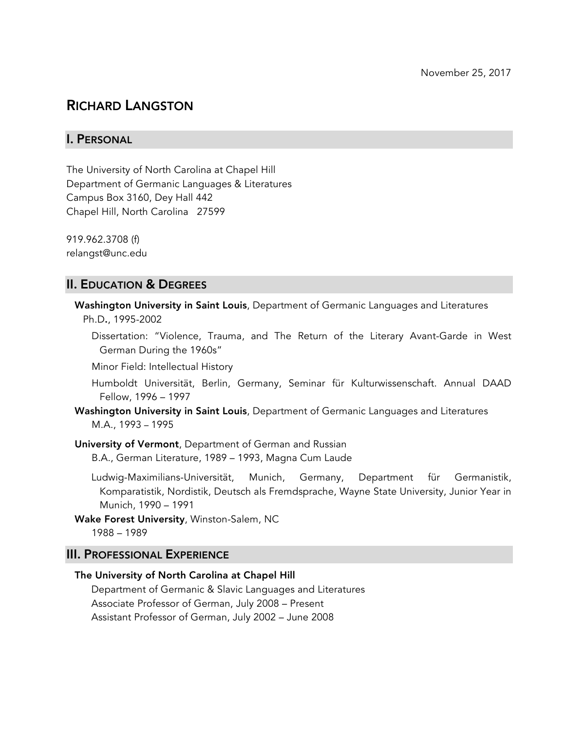November 25, 2017

# RICHARD LANGSTON

## I. PERSONAL

The University of North Carolina at Chapel Hill
Department of Germanic Languages & Literatures
Campus Box 3160, Dey Hall 442
Chapel Hill, North Carolina 27599

919.962.3708 (f)
relangst@unc.edu

## II. EDUCATION & DEGREES

**Washington University in Saint Louis**, Department of Germanic Languages and Literatures
Ph.D**.**, 1995-2002

Dissertation: "Violence, Trauma, and The Return of the Literary Avant-Garde in West German During the 1960s"

Minor Field: Intellectual History

Humboldt Universität, Berlin, Germany, Seminar für Kulturwissenschaft. Annual DAAD Fellow, 1996 – 1997

**Washington University in Saint Louis**, Department of Germanic Languages and Literatures
M.A., 1993 – 1995

**University of Vermont**, Department of German and Russian
B.A., German Literature, 1989 – 1993, Magna Cum Laude

Ludwig-Maximilians-Universität, Munich, Germany, Department für Germanistik, Komparatistik, Nordistik, Deutsch als Fremdsprache, Wayne State University, Junior Year in Munich, 1990 – 1991

**Wake Forest University**, Winston-Salem, NC
1988 – 1989

## III. PROFESSIONAL EXPERIENCE

**The University of North Carolina at Chapel Hill**

Department of Germanic & Slavic Languages and Literatures
Associate Professor of German, July 2008 – Present
Assistant Professor of German, July 2002 – June 2008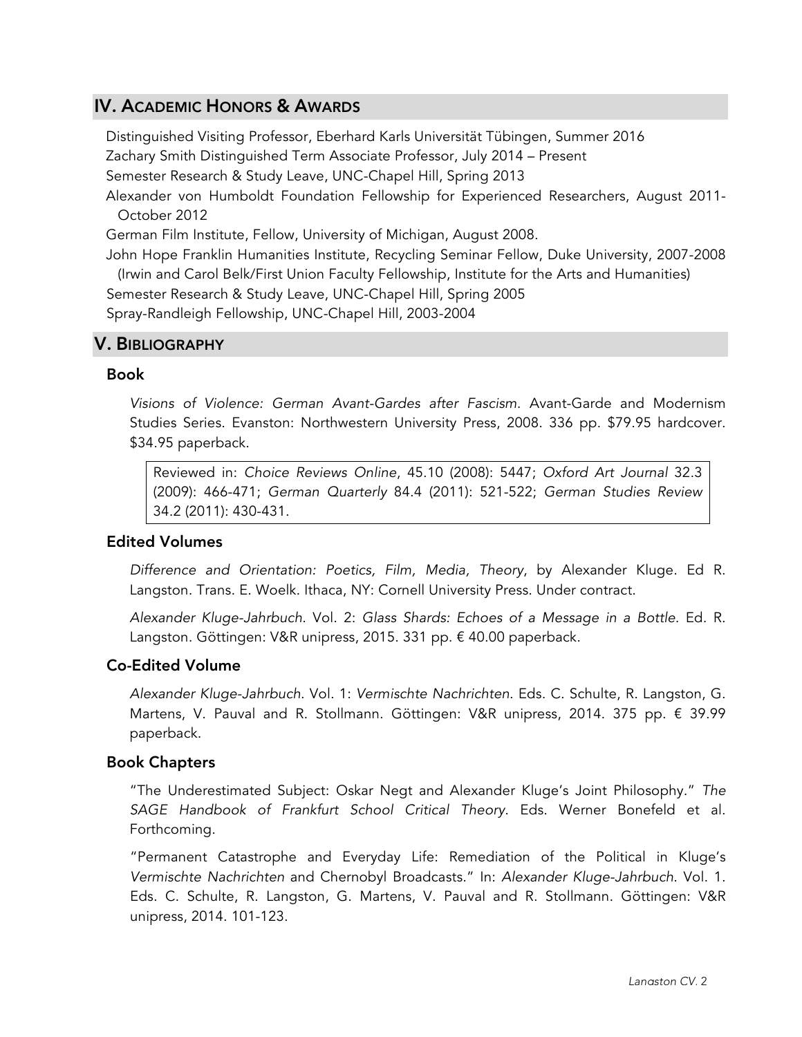## IV. Academic Honors & Awards

Distinguished Visiting Professor, Eberhard Karls Universität Tübingen, Summer 2016

Zachary Smith Distinguished Term Associate Professor, July 2014 – Present

Semester Research & Study Leave, UNC-Chapel Hill, Spring 2013

Alexander von Humboldt Foundation Fellowship for Experienced Researchers, August 2011-October 2012

German Film Institute, Fellow, University of Michigan, August 2008.

John Hope Franklin Humanities Institute, Recycling Seminar Fellow, Duke University, 2007-2008 (Irwin and Carol Belk/First Union Faculty Fellowship, Institute for the Arts and Humanities)

Semester Research & Study Leave, UNC-Chapel Hill, Spring 2005

Spray-Randleigh Fellowship, UNC-Chapel Hill, 2003-2004

## V. Bibliography

### Book

*Visions of Violence: German Avant-Gardes after Fascism*. Avant-Garde and Modernism Studies Series. Evanston: Northwestern University Press, 2008. 336 pp. $79.95 hardcover. $34.95 paperback.

> Reviewed in: *Choice Reviews Online*, 45.10 (2008): 5447; *Oxford Art Journal* 32.3 (2009): 466-471; *German Quarterly* 84.4 (2011): 521-522; *German Studies Review* 34.2 (2011): 430-431.

### Edited Volumes

*Difference and Orientation: Poetics, Film, Media, Theory*, by Alexander Kluge. Ed R. Langston. Trans. E. Woelk. Ithaca, NY: Cornell University Press. Under contract.

*Alexander Kluge-Jahrbuch*. Vol. 2: *Glass Shards: Echoes of a Message in a Bottle*. Ed. R. Langston. Göttingen: V&R unipress, 2015. 331 pp. € 40.00 paperback.

### Co-Edited Volume

*Alexander Kluge-Jahrbuch*. Vol. 1: *Vermischte Nachrichten*. Eds. C. Schulte, R. Langston, G. Martens, V. Pauval and R. Stollmann. Göttingen: V&R unipress, 2014. 375 pp. € 39.99 paperback.

### Book Chapters

"The Underestimated Subject: Oskar Negt and Alexander Kluge's Joint Philosophy." *The SAGE Handbook of Frankfurt School Critical Theory*. Eds. Werner Bonefeld et al. Forthcoming.

"Permanent Catastrophe and Everyday Life: Remediation of the Political in Kluge's *Vermischte Nachrichten* and Chernobyl Broadcasts." In: *Alexander Kluge-Jahrbuch*. Vol. 1. Eds. C. Schulte, R. Langston, G. Martens, V. Pauval and R. Stollmann. Göttingen: V&R unipress, 2014. 101-123.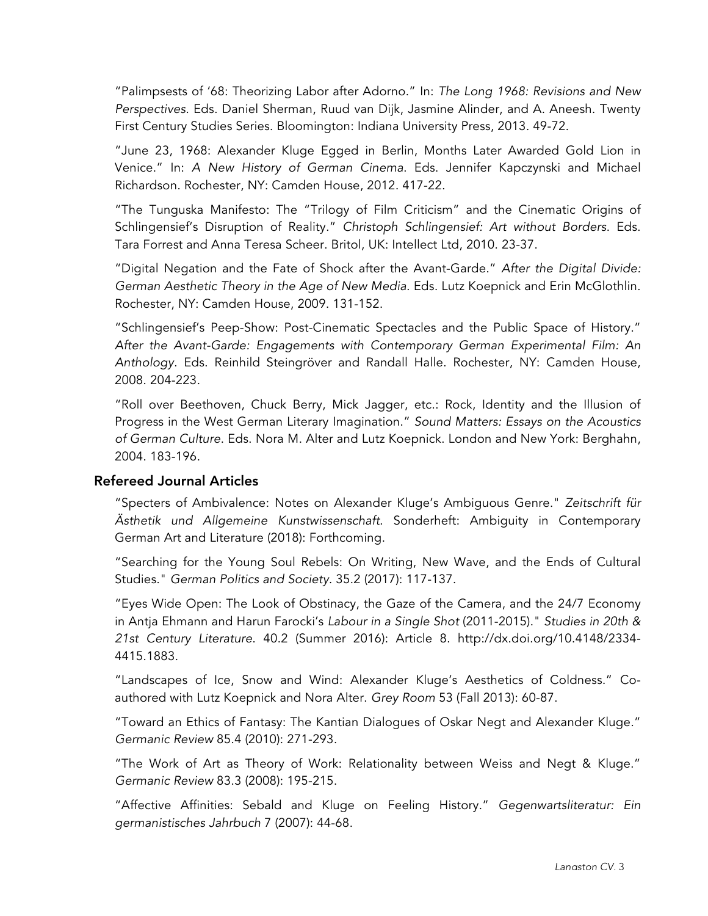"Palimpsests of '68: Theorizing Labor after Adorno." In: *The Long 1968: Revisions and New Perspectives.* Eds. Daniel Sherman, Ruud van Dijk, Jasmine Alinder, and A. Aneesh. Twenty First Century Studies Series. Bloomington: Indiana University Press, 2013. 49-72.

"June 23, 1968: Alexander Kluge Egged in Berlin, Months Later Awarded Gold Lion in Venice." In: *A New History of German Cinema.* Eds. Jennifer Kapczynski and Michael Richardson. Rochester, NY: Camden House, 2012. 417-22.

"The Tunguska Manifesto: The "Trilogy of Film Criticism" and the Cinematic Origins of Schlingensief's Disruption of Reality." *Christoph Schlingensief: Art without Borders.* Eds. Tara Forrest and Anna Teresa Scheer. Britol, UK: Intellect Ltd, 2010. 23-37.

"Digital Negation and the Fate of Shock after the Avant-Garde." *After the Digital Divide: German Aesthetic Theory in the Age of New Media.* Eds. Lutz Koepnick and Erin McGlothlin. Rochester, NY: Camden House, 2009. 131-152.

"Schlingensief's Peep-Show: Post-Cinematic Spectacles and the Public Space of History." *After the Avant-Garde: Engagements with Contemporary German Experimental Film: An Anthology.* Eds. Reinhild Steingröver and Randall Halle. Rochester, NY: Camden House, 2008. 204-223.

"Roll over Beethoven, Chuck Berry, Mick Jagger, etc.: Rock, Identity and the Illusion of Progress in the West German Literary Imagination." *Sound Matters: Essays on the Acoustics of German Culture.* Eds. Nora M. Alter and Lutz Koepnick. London and New York: Berghahn, 2004. 183-196.

## Refereed Journal Articles

"Specters of Ambivalence: Notes on Alexander Kluge's Ambiguous Genre." *Zeitschrift für Ästhetik und Allgemeine Kunstwissenschaft.* Sonderheft: Ambiguity in Contemporary German Art and Literature (2018): Forthcoming.

"Searching for the Young Soul Rebels: On Writing, New Wave, and the Ends of Cultural Studies." *German Politics and Society.* 35.2 (2017): 117-137.

"Eyes Wide Open: The Look of Obstinacy, the Gaze of the Camera, and the 24/7 Economy in Antja Ehmann and Harun Farocki's *Labour in a Single Shot* (2011-2015)." *Studies in 20th & 21st Century Literature.* 40.2 (Summer 2016): Article 8. http://dx.doi.org/10.4148/2334-4415.1883.

"Landscapes of Ice, Snow and Wind: Alexander Kluge's Aesthetics of Coldness." Co-authored with Lutz Koepnick and Nora Alter. *Grey Room* 53 (Fall 2013): 60-87.

"Toward an Ethics of Fantasy: The Kantian Dialogues of Oskar Negt and Alexander Kluge." *Germanic Review* 85.4 (2010): 271-293.

"The Work of Art as Theory of Work: Relationality between Weiss and Negt & Kluge." *Germanic Review* 83.3 (2008): 195-215.

"Affective Affinities: Sebald and Kluge on Feeling History." *Gegenwartsliteratur: Ein germanistisches Jahrbuch* 7 (2007): 44-68.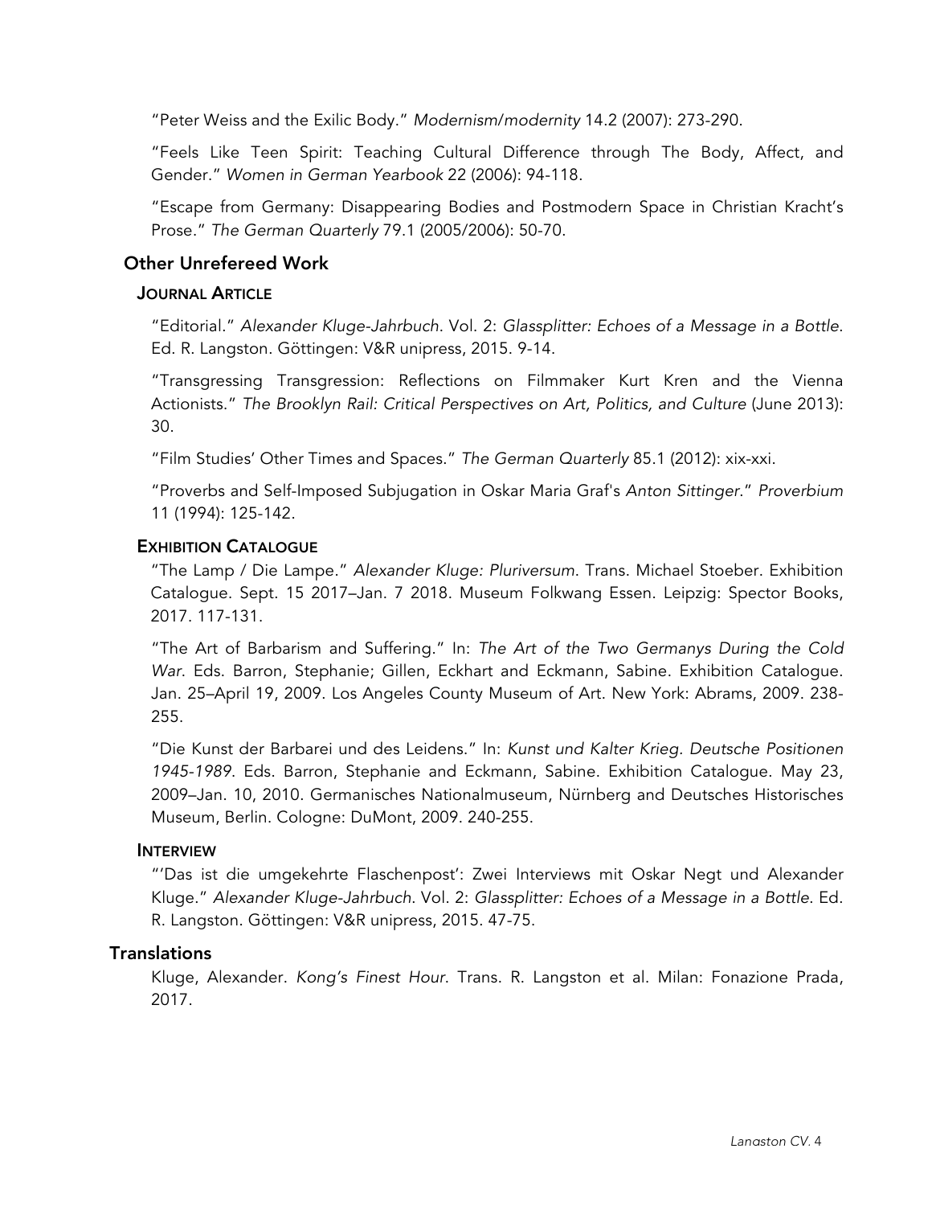"Peter Weiss and the Exilic Body." *Modernism/modernity* 14.2 (2007): 273-290.

"Feels Like Teen Spirit: Teaching Cultural Difference through The Body, Affect, and Gender." *Women in German Yearbook* 22 (2006): 94-118.

"Escape from Germany: Disappearing Bodies and Postmodern Space in Christian Kracht's Prose." *The German Quarterly* 79.1 (2005/2006): 50-70.

## Other Unrefereed Work

### Journal Article

"Editorial." *Alexander Kluge-Jahrbuch*. Vol. 2: *Glassplitter: Echoes of a Message in a Bottle*. Ed. R. Langston. Göttingen: V&R unipress, 2015. 9-14.

"Transgressing Transgression: Reflections on Filmmaker Kurt Kren and the Vienna Actionists." *The Brooklyn Rail: Critical Perspectives on Art, Politics, and Culture* (June 2013): 30.

"Film Studies' Other Times and Spaces." *The German Quarterly* 85.1 (2012): xix-xxi.

"Proverbs and Self-Imposed Subjugation in Oskar Maria Graf's *Anton Sittinger*." *Proverbium* 11 (1994): 125-142.

### Exhibition Catalogue

"The Lamp / Die Lampe." *Alexander Kluge: Pluriversum*. Trans. Michael Stoeber. Exhibition Catalogue. Sept. 15 2017–Jan. 7 2018. Museum Folkwang Essen. Leipzig: Spector Books, 2017. 117-131.

"The Art of Barbarism and Suffering." In: *The Art of the Two Germanys During the Cold War*. Eds. Barron, Stephanie; Gillen, Eckhart and Eckmann, Sabine. Exhibition Catalogue. Jan. 25–April 19, 2009. Los Angeles County Museum of Art. New York: Abrams, 2009. 238-255.

"Die Kunst der Barbarei und des Leidens." In: *Kunst und Kalter Krieg. Deutsche Positionen 1945-1989*. Eds. Barron, Stephanie and Eckmann, Sabine. Exhibition Catalogue. May 23, 2009–Jan. 10, 2010. Germanisches Nationalmuseum, Nürnberg and Deutsches Historisches Museum, Berlin. Cologne: DuMont, 2009. 240-255.

### Interview

"'Das ist die umgekehrte Flaschenpost': Zwei Interviews mit Oskar Negt und Alexander Kluge." *Alexander Kluge-Jahrbuch*. Vol. 2: *Glassplitter: Echoes of a Message in a Bottle*. Ed. R. Langston. Göttingen: V&R unipress, 2015. 47-75.

## Translations

Kluge, Alexander. *Kong's Finest Hour*. Trans. R. Langston et al. Milan: Fonazione Prada, 2017.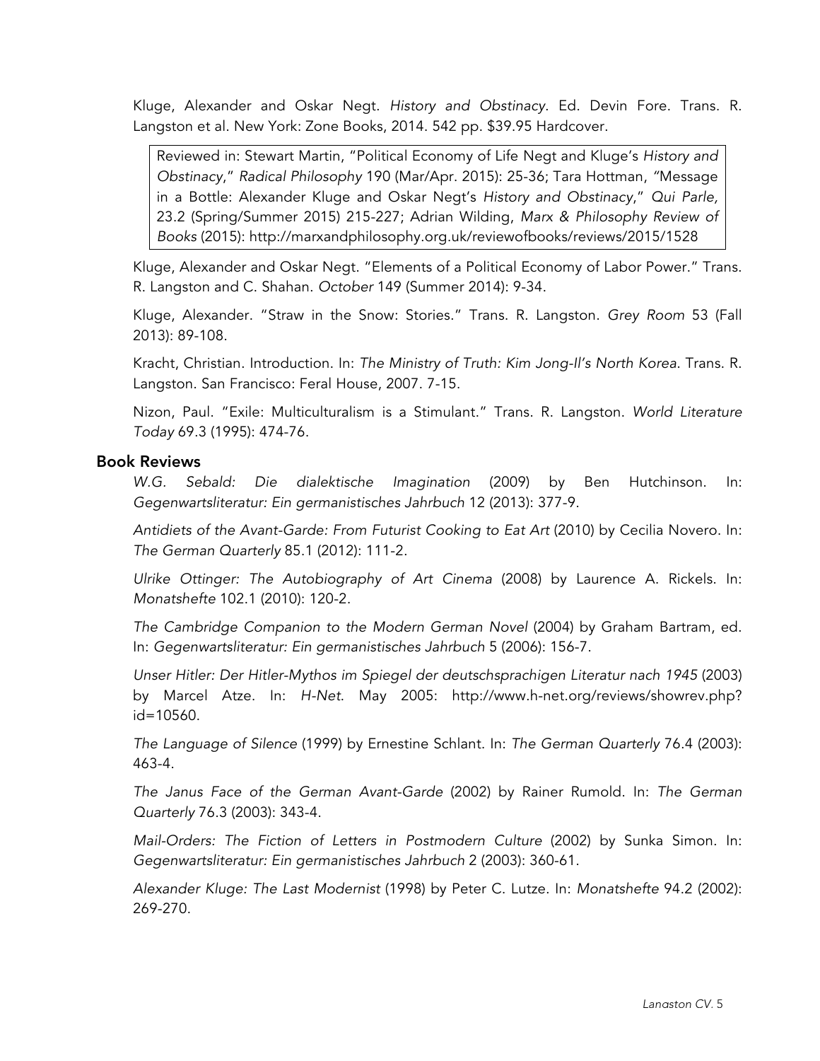Kluge, Alexander and Oskar Negt. *History and Obstinacy*. Ed. Devin Fore. Trans. R. Langston et al. New York: Zone Books, 2014. 542 pp. $39.95 Hardcover.

> Reviewed in: Stewart Martin, "Political Economy of Life Negt and Kluge's *History and Obstinacy*," *Radical Philosophy* 190 (Mar/Apr. 2015): 25-36; Tara Hottman, "Message in a Bottle: Alexander Kluge and Oskar Negt's *History and Obstinacy*," *Qui Parle,* 23.2 (Spring/Summer 2015) 215-227; Adrian Wilding, *Marx & Philosophy Review of Books* (2015): http://marxandphilosophy.org.uk/reviewofbooks/reviews/2015/1528

Kluge, Alexander and Oskar Negt. "Elements of a Political Economy of Labor Power." Trans. R. Langston and C. Shahan. *October* 149 (Summer 2014): 9-34.

Kluge, Alexander. "Straw in the Snow: Stories." Trans. R. Langston. *Grey Room* 53 (Fall 2013): 89-108.

Kracht, Christian. Introduction. In: *The Ministry of Truth: Kim Jong-Il's North Korea*. Trans. R. Langston. San Francisco: Feral House, 2007. 7-15.

Nizon, Paul. "Exile: Multiculturalism is a Stimulant." Trans. R. Langston. *World Literature Today* 69.3 (1995): 474-76.

## Book Reviews

*W.G. Sebald: Die dialektische Imagination* (2009) by Ben Hutchinson. In: *Gegenwartsliteratur: Ein germanistisches Jahrbuch* 12 (2013): 377-9.

*Antidiets of the Avant-Garde: From Futurist Cooking to Eat Art* (2010) by Cecilia Novero. In: *The German Quarterly* 85.1 (2012): 111-2.

*Ulrike Ottinger: The Autobiography of Art Cinema* (2008) by Laurence A. Rickels. In: *Monatshefte* 102.1 (2010): 120-2.

*The Cambridge Companion to the Modern German Novel* (2004) by Graham Bartram, ed. In: *Gegenwartsliteratur: Ein germanistisches Jahrbuch* 5 (2006): 156-7.

*Unser Hitler: Der Hitler-Mythos im Spiegel der deutschsprachigen Literatur nach 1945* (2003) by Marcel Atze. In: *H-Net*. May 2005: http://www.h-net.org/reviews/showrev.php?id=10560.

*The Language of Silence* (1999) by Ernestine Schlant. In: *The German Quarterly* 76.4 (2003): 463-4.

*The Janus Face of the German Avant-Garde* (2002) by Rainer Rumold. In: *The German Quarterly* 76.3 (2003): 343-4.

*Mail-Orders: The Fiction of Letters in Postmodern Culture* (2002) by Sunka Simon. In: *Gegenwartsliteratur: Ein germanistisches Jahrbuch* 2 (2003): 360-61.

*Alexander Kluge: The Last Modernist* (1998) by Peter C. Lutze. In: *Monatshefte* 94.2 (2002): 269-270.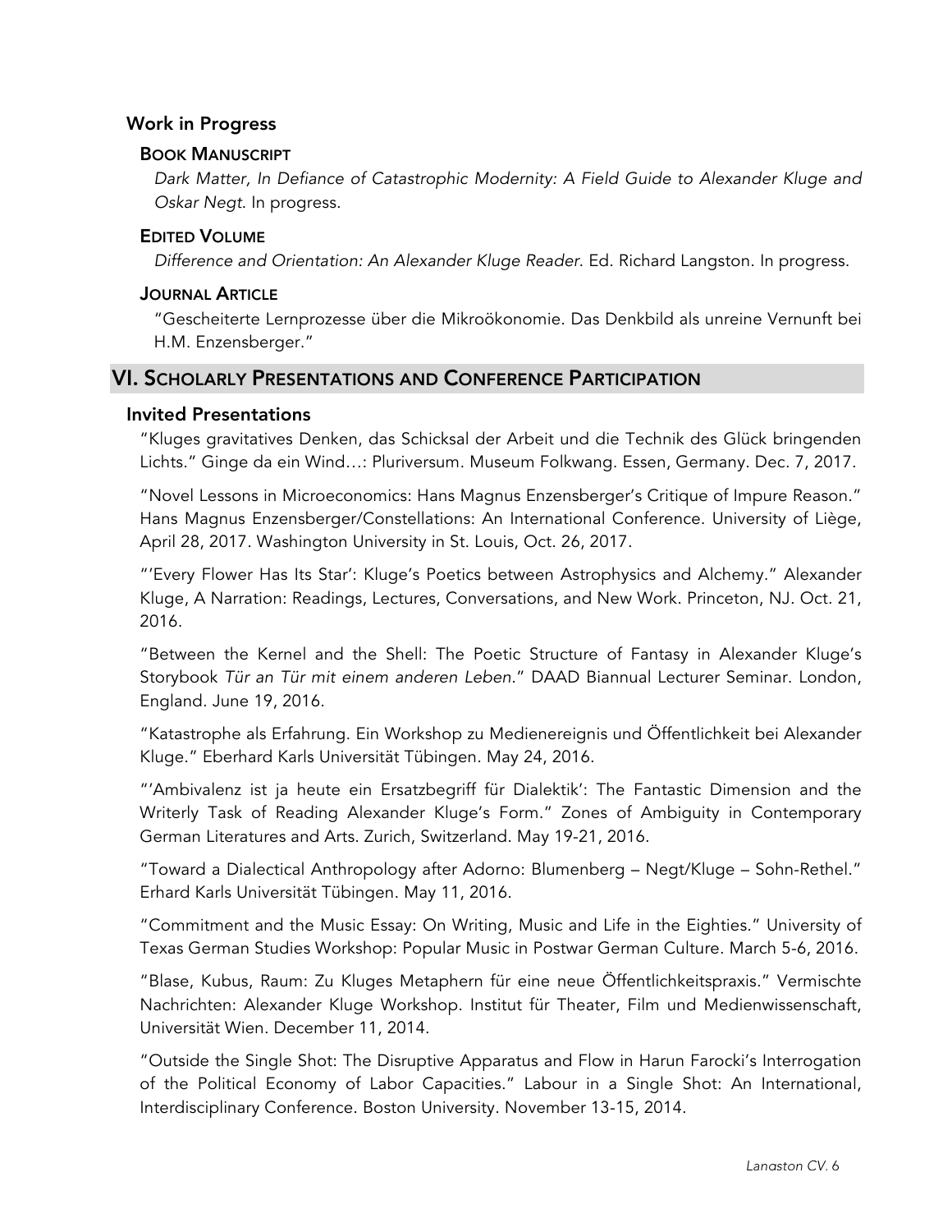### Work in Progress

#### Book Manuscript

*Dark Matter, In Defiance of Catastrophic Modernity: A Field Guide to Alexander Kluge and Oskar Negt*. In progress.

#### Edited Volume

*Difference and Orientation: An Alexander Kluge Reader*. Ed. Richard Langston. In progress.

#### Journal Article

"Gescheiterte Lernprozesse über die Mikroökonomie. Das Denkbild als unreine Vernunft bei H.M. Enzensberger."

## VI. Scholarly Presentations and Conference Participation

### Invited Presentations

"Kluges gravitatives Denken, das Schicksal der Arbeit und die Technik des Glück bringenden Lichts." Ginge da ein Wind…: Pluriversum. Museum Folkwang. Essen, Germany. Dec. 7, 2017.

"Novel Lessons in Microeconomics: Hans Magnus Enzensberger's Critique of Impure Reason." Hans Magnus Enzensberger/Constellations: An International Conference. University of Liège, April 28, 2017. Washington University in St. Louis, Oct. 26, 2017.

"'Every Flower Has Its Star': Kluge's Poetics between Astrophysics and Alchemy." Alexander Kluge, A Narration: Readings, Lectures, Conversations, and New Work. Princeton, NJ. Oct. 21, 2016.

"Between the Kernel and the Shell: The Poetic Structure of Fantasy in Alexander Kluge's Storybook *Tür an Tür mit einem anderen Leben*." DAAD Biannual Lecturer Seminar. London, England. June 19, 2016.

"Katastrophe als Erfahrung. Ein Workshop zu Medienereignis und Öffentlichkeit bei Alexander Kluge." Eberhard Karls Universität Tübingen. May 24, 2016.

"'Ambivalenz ist ja heute ein Ersatzbegriff für Dialektik': The Fantastic Dimension and the Writerly Task of Reading Alexander Kluge's Form." Zones of Ambiguity in Contemporary German Literatures and Arts. Zurich, Switzerland. May 19-21, 2016.

"Toward a Dialectical Anthropology after Adorno: Blumenberg – Negt/Kluge – Sohn-Rethel." Erhard Karls Universität Tübingen. May 11, 2016.

"Commitment and the Music Essay: On Writing, Music and Life in the Eighties." University of Texas German Studies Workshop: Popular Music in Postwar German Culture. March 5-6, 2016.

"Blase, Kubus, Raum: Zu Kluges Metaphern für eine neue Öffentlichkeitspraxis." Vermischte Nachrichten: Alexander Kluge Workshop. Institut für Theater, Film und Medienwissenschaft, Universität Wien. December 11, 2014.

"Outside the Single Shot: The Disruptive Apparatus and Flow in Harun Farocki's Interrogation of the Political Economy of Labor Capacities." Labour in a Single Shot: An International, Interdisciplinary Conference. Boston University. November 13-15, 2014.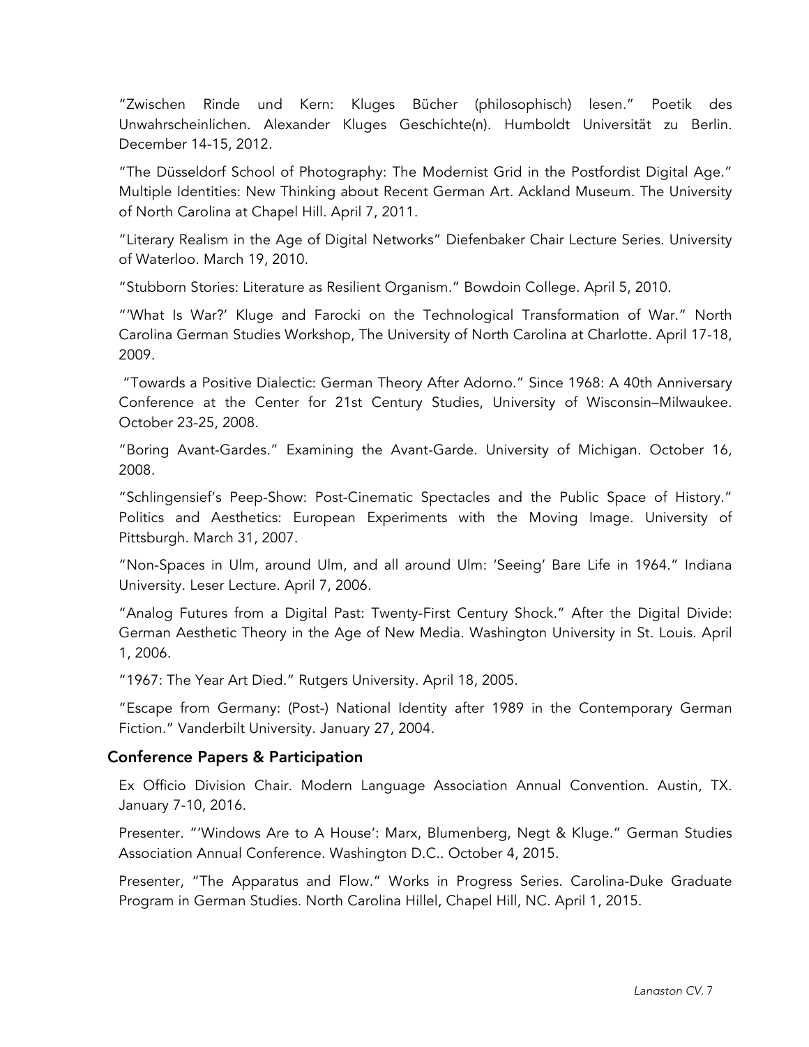"Zwischen Rinde und Kern: Kluges Bücher (philosophisch) lesen." Poetik des Unwahrscheinlichen. Alexander Kluges Geschichte(n). Humboldt Universität zu Berlin. December 14-15, 2012.

"The Düsseldorf School of Photography: The Modernist Grid in the Postfordist Digital Age." Multiple Identities: New Thinking about Recent German Art. Ackland Museum. The University of North Carolina at Chapel Hill. April 7, 2011.

"Literary Realism in the Age of Digital Networks" Diefenbaker Chair Lecture Series. University of Waterloo. March 19, 2010.

"Stubborn Stories: Literature as Resilient Organism." Bowdoin College. April 5, 2010.

"'What Is War?' Kluge and Farocki on the Technological Transformation of War." North Carolina German Studies Workshop, The University of North Carolina at Charlotte. April 17-18, 2009.

"Towards a Positive Dialectic: German Theory After Adorno." Since 1968: A 40th Anniversary Conference at the Center for 21st Century Studies, University of Wisconsin–Milwaukee. October 23-25, 2008.

"Boring Avant-Gardes." Examining the Avant-Garde. University of Michigan. October 16, 2008.

"Schlingensief's Peep-Show: Post-Cinematic Spectacles and the Public Space of History." Politics and Aesthetics: European Experiments with the Moving Image. University of Pittsburgh. March 31, 2007.

"Non-Spaces in Ulm, around Ulm, and all around Ulm: 'Seeing' Bare Life in 1964." Indiana University. Leser Lecture. April 7, 2006.

"Analog Futures from a Digital Past: Twenty-First Century Shock." After the Digital Divide: German Aesthetic Theory in the Age of New Media. Washington University in St. Louis. April 1, 2006.

"1967: The Year Art Died." Rutgers University. April 18, 2005.

"Escape from Germany: (Post-) National Identity after 1989 in the Contemporary German Fiction." Vanderbilt University. January 27, 2004.

## Conference Papers & Participation

Ex Officio Division Chair. Modern Language Association Annual Convention. Austin, TX. January 7-10, 2016.

Presenter. "'Windows Are to A House': Marx, Blumenberg, Negt & Kluge." German Studies Association Annual Conference. Washington D.C.. October 4, 2015.

Presenter, "The Apparatus and Flow." Works in Progress Series. Carolina-Duke Graduate Program in German Studies. North Carolina Hillel, Chapel Hill, NC. April 1, 2015.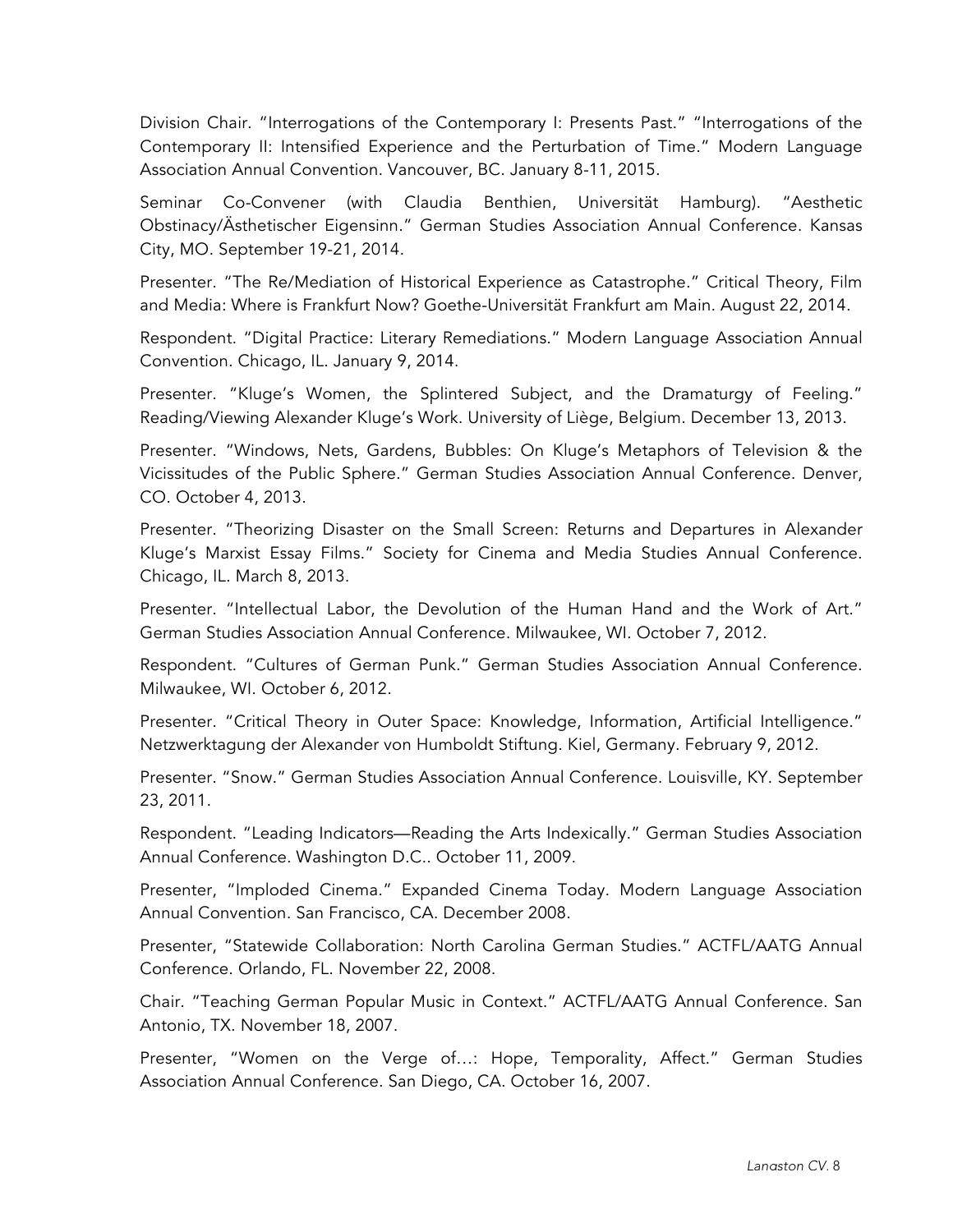Division Chair. “Interrogations of the Contemporary I: Presents Past.” “Interrogations of the Contemporary II: Intensified Experience and the Perturbation of Time.” Modern Language Association Annual Convention. Vancouver, BC. January 8-11, 2015.

Seminar Co-Convener (with Claudia Benthien, Universität Hamburg). “Aesthetic Obstinacy/Ästhetischer Eigensinn.” German Studies Association Annual Conference. Kansas City, MO. September 19-21, 2014.

Presenter. “The Re/Mediation of Historical Experience as Catastrophe.” Critical Theory, Film and Media: Where is Frankfurt Now? Goethe-Universität Frankfurt am Main. August 22, 2014.

Respondent. “Digital Practice: Literary Remediations.” Modern Language Association Annual Convention. Chicago, IL. January 9, 2014.

Presenter. “Kluge’s Women, the Splintered Subject, and the Dramaturgy of Feeling.” Reading/Viewing Alexander Kluge’s Work. University of Liège, Belgium. December 13, 2013.

Presenter. “Windows, Nets, Gardens, Bubbles: On Kluge’s Metaphors of Television & the Vicissitudes of the Public Sphere.” German Studies Association Annual Conference. Denver, CO. October 4, 2013.

Presenter. “Theorizing Disaster on the Small Screen: Returns and Departures in Alexander Kluge’s Marxist Essay Films.” Society for Cinema and Media Studies Annual Conference. Chicago, IL. March 8, 2013.

Presenter. “Intellectual Labor, the Devolution of the Human Hand and the Work of Art.” German Studies Association Annual Conference. Milwaukee, WI. October 7, 2012.

Respondent. “Cultures of German Punk.” German Studies Association Annual Conference. Milwaukee, WI. October 6, 2012.

Presenter. “Critical Theory in Outer Space: Knowledge, Information, Artificial Intelligence.” Netzwerktagung der Alexander von Humboldt Stiftung. Kiel, Germany. February 9, 2012.

Presenter. “Snow.” German Studies Association Annual Conference. Louisville, KY. September 23, 2011.

Respondent. “Leading Indicators—Reading the Arts Indexically.” German Studies Association Annual Conference. Washington D.C.. October 11, 2009.

Presenter, “Imploded Cinema.” Expanded Cinema Today. Modern Language Association Annual Convention. San Francisco, CA. December 2008.

Presenter, “Statewide Collaboration: North Carolina German Studies.” ACTFL/AATG Annual Conference. Orlando, FL. November 22, 2008.

Chair. “Teaching German Popular Music in Context.” ACTFL/AATG Annual Conference. San Antonio, TX. November 18, 2007.

Presenter, “Women on the Verge of…: Hope, Temporality, Affect.” German Studies Association Annual Conference. San Diego, CA. October 16, 2007.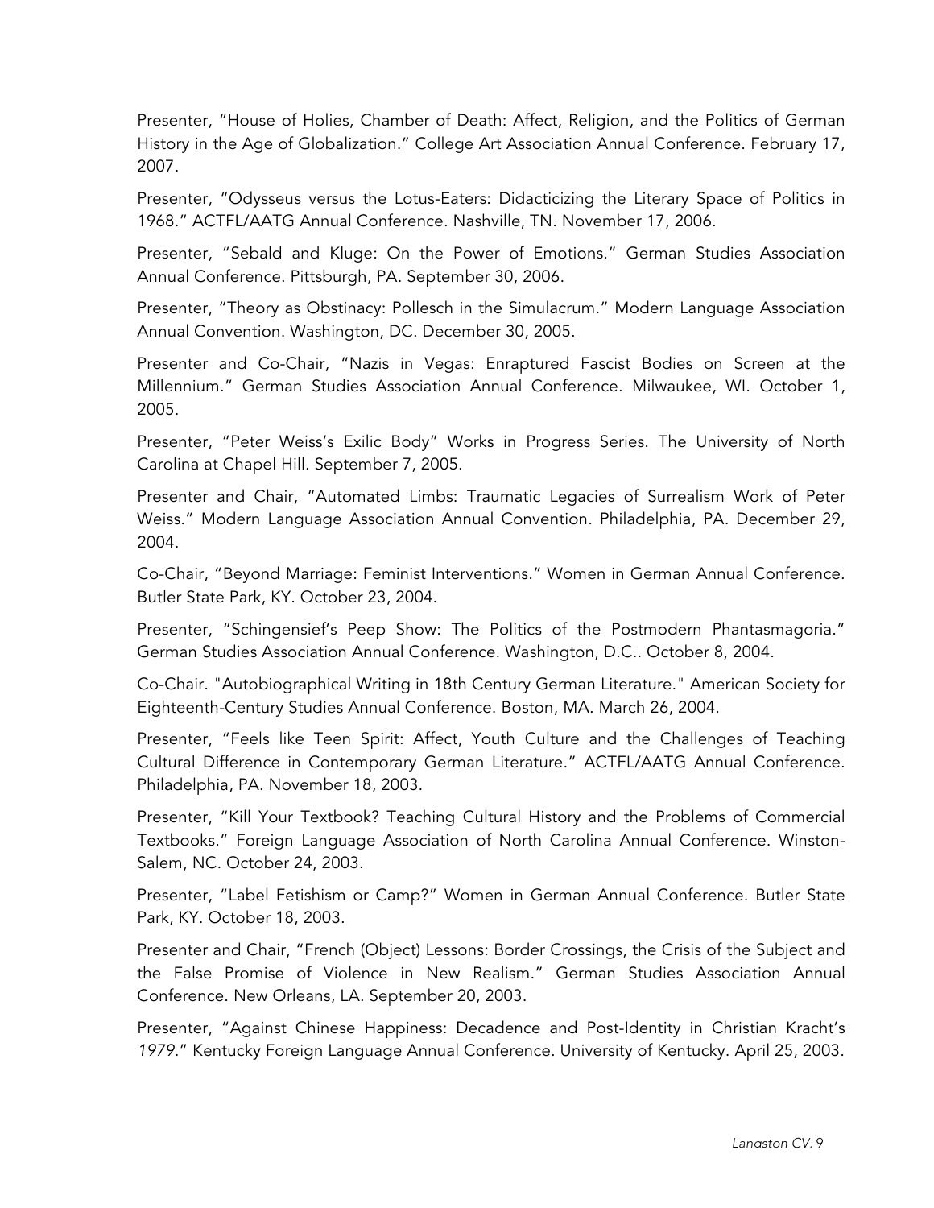Presenter, "House of Holies, Chamber of Death: Affect, Religion, and the Politics of German History in the Age of Globalization." College Art Association Annual Conference. February 17, 2007.

Presenter, "Odysseus versus the Lotus-Eaters: Didacticizing the Literary Space of Politics in 1968." ACTFL/AATG Annual Conference. Nashville, TN. November 17, 2006.

Presenter, "Sebald and Kluge: On the Power of Emotions." German Studies Association Annual Conference. Pittsburgh, PA. September 30, 2006.

Presenter, "Theory as Obstinacy: Pollesch in the Simulacrum." Modern Language Association Annual Convention. Washington, DC. December 30, 2005.

Presenter and Co-Chair, "Nazis in Vegas: Enraptured Fascist Bodies on Screen at the Millennium." German Studies Association Annual Conference. Milwaukee, WI. October 1, 2005.

Presenter, "Peter Weiss's Exilic Body" Works in Progress Series. The University of North Carolina at Chapel Hill. September 7, 2005.

Presenter and Chair, "Automated Limbs: Traumatic Legacies of Surrealism Work of Peter Weiss." Modern Language Association Annual Convention. Philadelphia, PA. December 29, 2004.

Co-Chair, "Beyond Marriage: Feminist Interventions." Women in German Annual Conference. Butler State Park, KY. October 23, 2004.

Presenter, "Schingensief's Peep Show: The Politics of the Postmodern Phantasmagoria." German Studies Association Annual Conference. Washington, D.C.. October 8, 2004.

Co-Chair. "Autobiographical Writing in 18th Century German Literature." American Society for Eighteenth-Century Studies Annual Conference. Boston, MA. March 26, 2004.

Presenter, "Feels like Teen Spirit: Affect, Youth Culture and the Challenges of Teaching Cultural Difference in Contemporary German Literature." ACTFL/AATG Annual Conference. Philadelphia, PA. November 18, 2003.

Presenter, "Kill Your Textbook? Teaching Cultural History and the Problems of Commercial Textbooks." Foreign Language Association of North Carolina Annual Conference. Winston-Salem, NC. October 24, 2003.

Presenter, "Label Fetishism or Camp?" Women in German Annual Conference. Butler State Park, KY. October 18, 2003.

Presenter and Chair, "French (Object) Lessons: Border Crossings, the Crisis of the Subject and the False Promise of Violence in New Realism." German Studies Association Annual Conference. New Orleans, LA. September 20, 2003.

Presenter, "Against Chinese Happiness: Decadence and Post-Identity in Christian Kracht's *1979*." Kentucky Foreign Language Annual Conference. University of Kentucky. April 25, 2003.